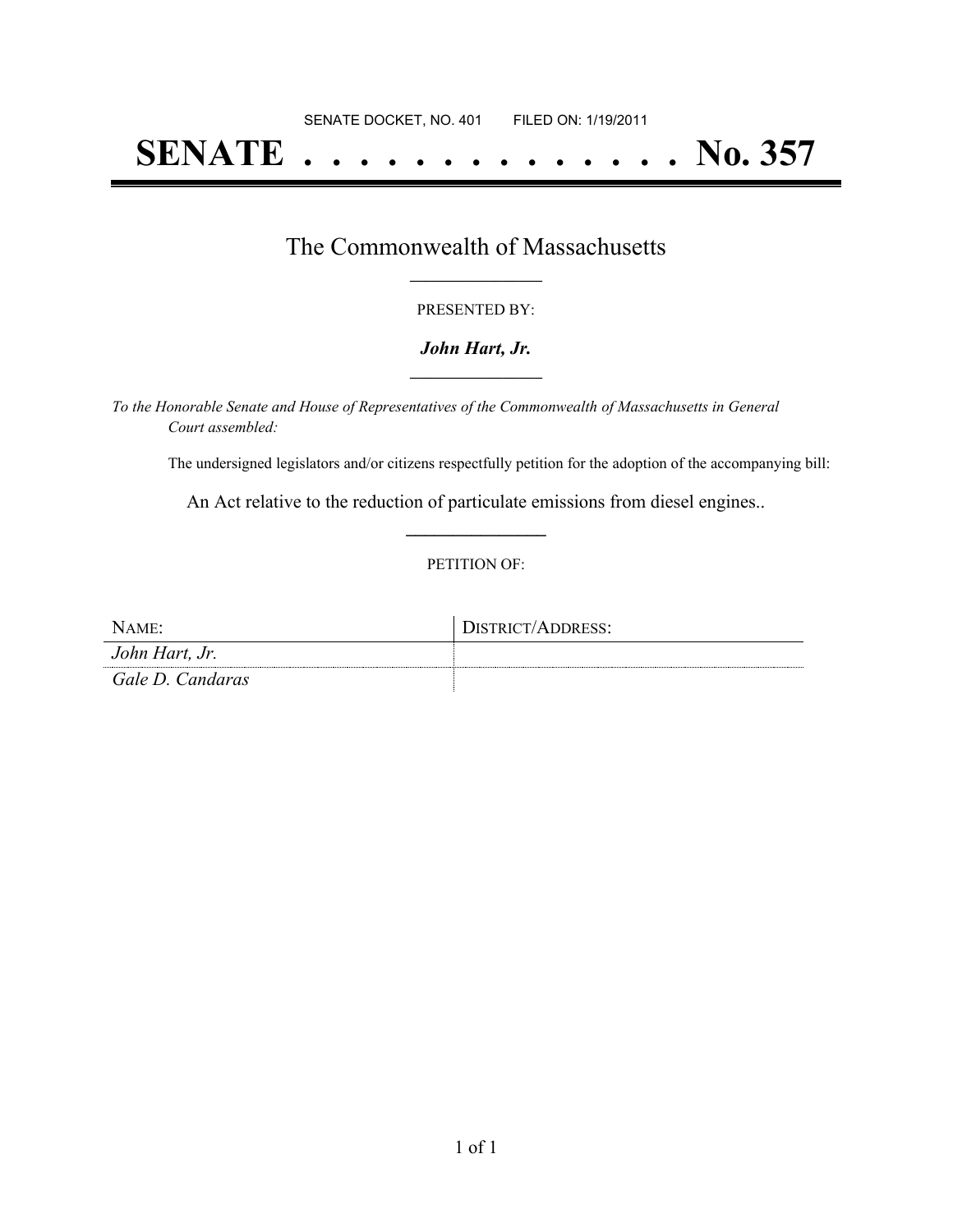SENATE DOCKET, NO. 401        FILED ON: 1/19/2011

# SENATE . . . . . . . . . . . . . . No. 357

## The Commonwealth of Massachusetts

PRESENTED BY:

***John Hart, Jr.***

*To the Honorable Senate and House of Representatives of the Commonwealth of Massachusetts in General Court assembled:*

The undersigned legislators and/or citizens respectfully petition for the adoption of the accompanying bill:

An Act relative to the reduction of particulate emissions from diesel engines..

PETITION OF:

| NAME: | DISTRICT/ADDRESS: |
| --- | --- |
| *John Hart, Jr.* | |
| *Gale D. Candaras* | |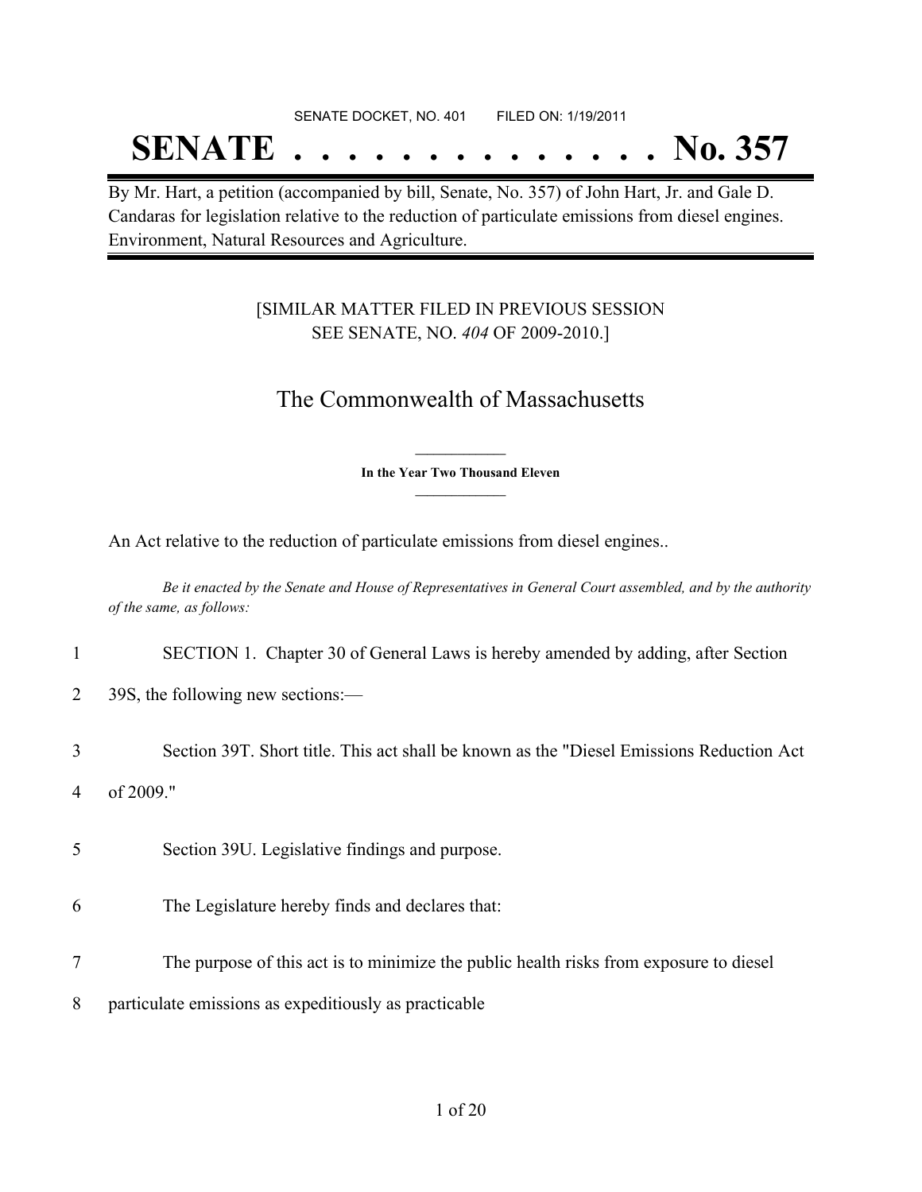SENATE DOCKET, NO. 401        FILED ON: 1/19/2011

# SENATE . . . . . . . . . . . . . . No. 357

By Mr. Hart, a petition (accompanied by bill, Senate, No. 357) of John Hart, Jr. and Gale D. Candaras for legislation relative to the reduction of particulate emissions from diesel engines. Environment, Natural Resources and Agriculture.

[SIMILAR MATTER FILED IN PREVIOUS SESSION
SEE SENATE, NO. *404* OF 2009-2010.]

## The Commonwealth of Massachusetts

**In the Year Two Thousand Eleven**

An Act relative to the reduction of particulate emissions from diesel engines..

*Be it enacted by the Senate and House of Representatives in General Court assembled, and by the authority of the same, as follows:*

1 SECTION 1. Chapter 30 of General Laws is hereby amended by adding, after Section
2 39S, the following new sections:—

3 Section 39T. Short title. This act shall be known as the "Diesel Emissions Reduction Act
4 of 2009."

5 Section 39U. Legislative findings and purpose.

6 The Legislature hereby finds and declares that:

7 The purpose of this act is to minimize the public health risks from exposure to diesel
8 particulate emissions as expeditiously as practicable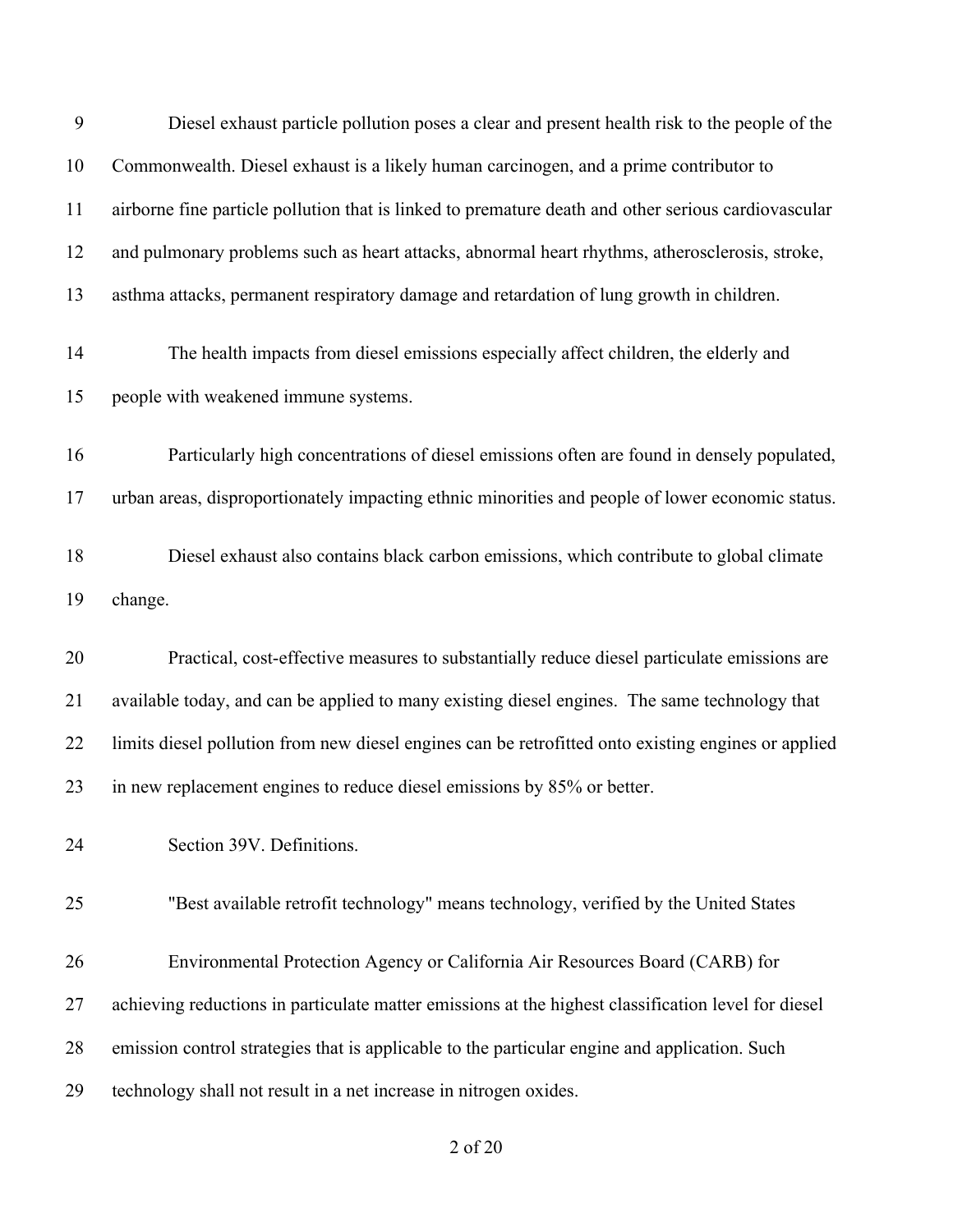Diesel exhaust particle pollution poses a clear and present health risk to the people of the Commonwealth. Diesel exhaust is a likely human carcinogen, and a prime contributor to airborne fine particle pollution that is linked to premature death and other serious cardiovascular and pulmonary problems such as heart attacks, abnormal heart rhythms, atherosclerosis, stroke, asthma attacks, permanent respiratory damage and retardation of lung growth in children.

The health impacts from diesel emissions especially affect children, the elderly and people with weakened immune systems.

Particularly high concentrations of diesel emissions often are found in densely populated, urban areas, disproportionately impacting ethnic minorities and people of lower economic status.

Diesel exhaust also contains black carbon emissions, which contribute to global climate change.

Practical, cost-effective measures to substantially reduce diesel particulate emissions are available today, and can be applied to many existing diesel engines. The same technology that limits diesel pollution from new diesel engines can be retrofitted onto existing engines or applied in new replacement engines to reduce diesel emissions by 85% or better.

Section 39V. Definitions.

"Best available retrofit technology" means technology, verified by the United States Environmental Protection Agency or California Air Resources Board (CARB) for achieving reductions in particulate matter emissions at the highest classification level for diesel emission control strategies that is applicable to the particular engine and application. Such technology shall not result in a net increase in nitrogen oxides.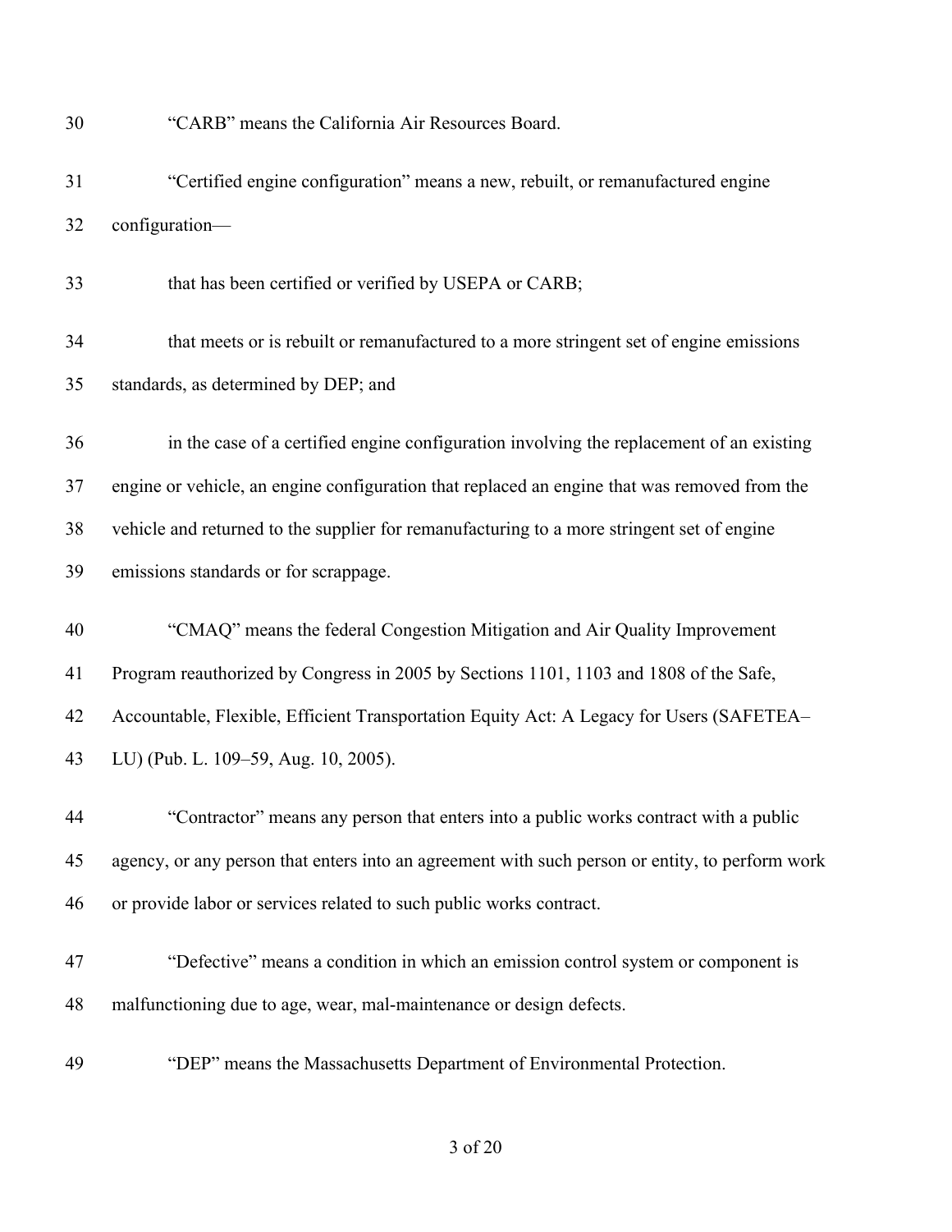"CARB" means the California Air Resources Board.

"Certified engine configuration" means a new, rebuilt, or remanufactured engine configuration—

that has been certified or verified by USEPA or CARB;

that meets or is rebuilt or remanufactured to a more stringent set of engine emissions standards, as determined by DEP; and

in the case of a certified engine configuration involving the replacement of an existing engine or vehicle, an engine configuration that replaced an engine that was removed from the vehicle and returned to the supplier for remanufacturing to a more stringent set of engine emissions standards or for scrappage.

"CMAQ" means the federal Congestion Mitigation and Air Quality Improvement Program reauthorized by Congress in 2005 by Sections 1101, 1103 and 1808 of the Safe, Accountable, Flexible, Efficient Transportation Equity Act: A Legacy for Users (SAFETEA–LU) (Pub. L. 109–59, Aug. 10, 2005).

"Contractor" means any person that enters into a public works contract with a public agency, or any person that enters into an agreement with such person or entity, to perform work or provide labor or services related to such public works contract.

"Defective" means a condition in which an emission control system or component is malfunctioning due to age, wear, mal-maintenance or design defects.

"DEP" means the Massachusetts Department of Environmental Protection.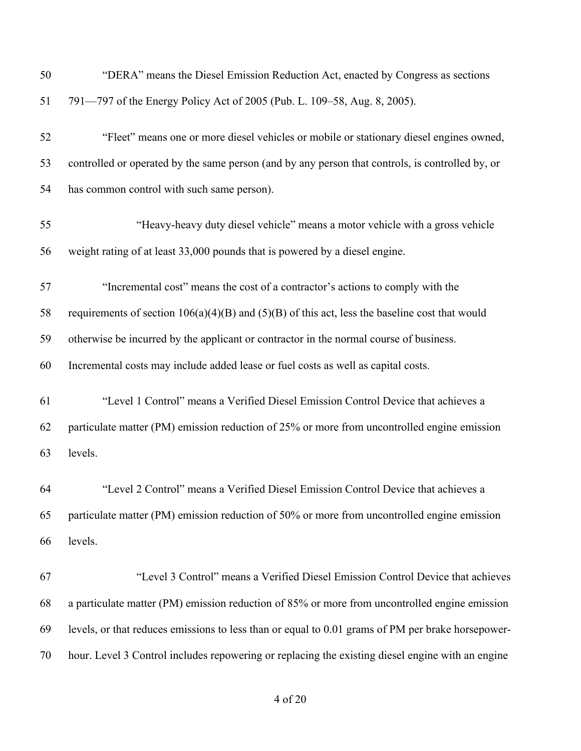“DERA” means the Diesel Emission Reduction Act, enacted by Congress as sections 791—797 of the Energy Policy Act of 2005 (Pub. L. 109–58, Aug. 8, 2005).

“Fleet” means one or more diesel vehicles or mobile or stationary diesel engines owned, controlled or operated by the same person (and by any person that controls, is controlled by, or has common control with such same person).

“Heavy-heavy duty diesel vehicle” means a motor vehicle with a gross vehicle weight rating of at least 33,000 pounds that is powered by a diesel engine.

“Incremental cost” means the cost of a contractor’s actions to comply with the requirements of section 106(a)(4)(B) and (5)(B) of this act, less the baseline cost that would otherwise be incurred by the applicant or contractor in the normal course of business. Incremental costs may include added lease or fuel costs as well as capital costs.

“Level 1 Control” means a Verified Diesel Emission Control Device that achieves a particulate matter (PM) emission reduction of 25% or more from uncontrolled engine emission levels.

“Level 2 Control” means a Verified Diesel Emission Control Device that achieves a particulate matter (PM) emission reduction of 50% or more from uncontrolled engine emission levels.

“Level 3 Control” means a Verified Diesel Emission Control Device that achieves a particulate matter (PM) emission reduction of 85% or more from uncontrolled engine emission levels, or that reduces emissions to less than or equal to 0.01 grams of PM per brake horsepower-hour. Level 3 Control includes repowering or replacing the existing diesel engine with an engine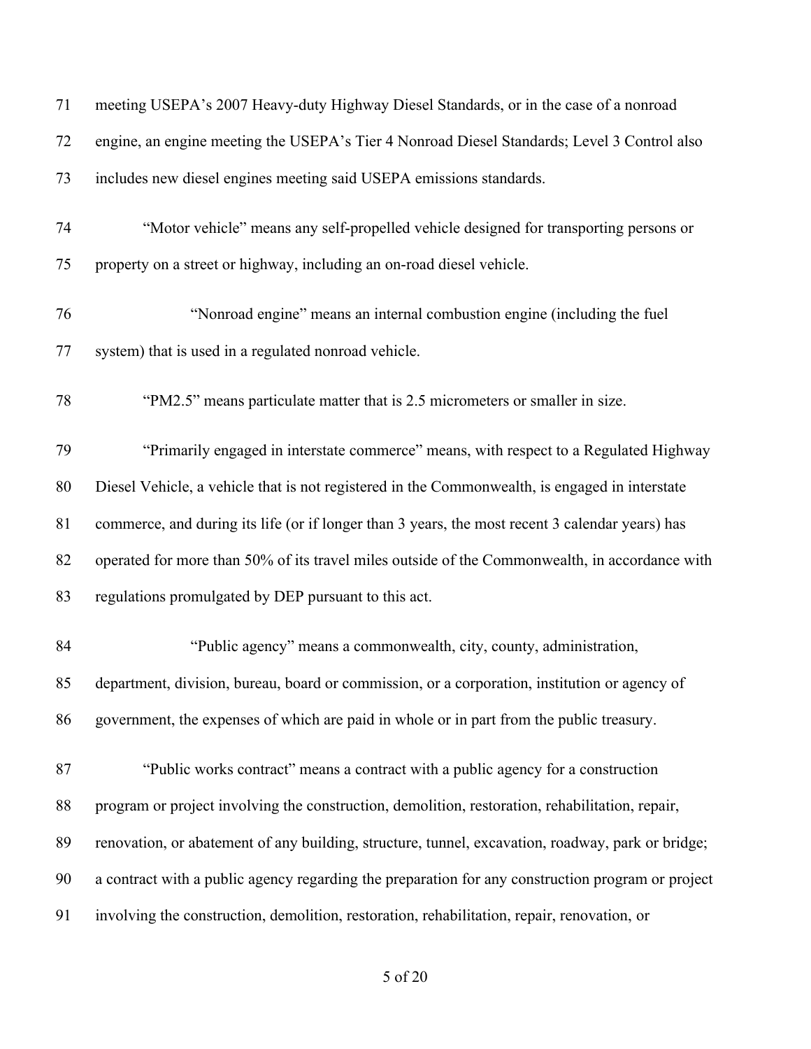meeting USEPA's 2007 Heavy-duty Highway Diesel Standards, or in the case of a nonroad engine, an engine meeting the USEPA's Tier 4 Nonroad Diesel Standards; Level 3 Control also includes new diesel engines meeting said USEPA emissions standards.

"Motor vehicle" means any self-propelled vehicle designed for transporting persons or property on a street or highway, including an on-road diesel vehicle.

"Nonroad engine" means an internal combustion engine (including the fuel system) that is used in a regulated nonroad vehicle.

"PM2.5" means particulate matter that is 2.5 micrometers or smaller in size.

"Primarily engaged in interstate commerce" means, with respect to a Regulated Highway Diesel Vehicle, a vehicle that is not registered in the Commonwealth, is engaged in interstate commerce, and during its life (or if longer than 3 years, the most recent 3 calendar years) has operated for more than 50% of its travel miles outside of the Commonwealth, in accordance with regulations promulgated by DEP pursuant to this act.

"Public agency" means a commonwealth, city, county, administration, department, division, bureau, board or commission, or a corporation, institution or agency of government, the expenses of which are paid in whole or in part from the public treasury.

"Public works contract" means a contract with a public agency for a construction program or project involving the construction, demolition, restoration, rehabilitation, repair, renovation, or abatement of any building, structure, tunnel, excavation, roadway, park or bridge; a contract with a public agency regarding the preparation for any construction program or project involving the construction, demolition, restoration, rehabilitation, repair, renovation, or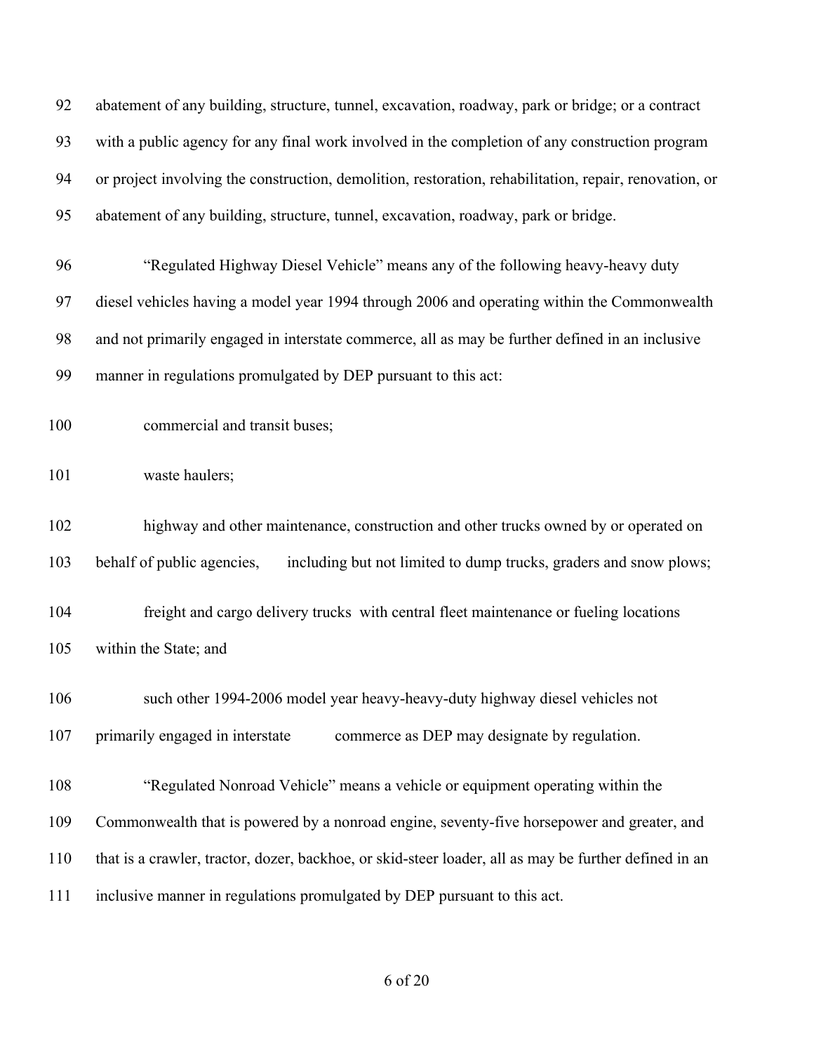92 abatement of any building, structure, tunnel, excavation, roadway, park or bridge; or a contract
93 with a public agency for any final work involved in the completion of any construction program
94 or project involving the construction, demolition, restoration, rehabilitation, repair, renovation, or
95 abatement of any building, structure, tunnel, excavation, roadway, park or bridge.

96 "Regulated Highway Diesel Vehicle" means any of the following heavy-heavy duty
97 diesel vehicles having a model year 1994 through 2006 and operating within the Commonwealth
98 and not primarily engaged in interstate commerce, all as may be further defined in an inclusive
99 manner in regulations promulgated by DEP pursuant to this act:

100 commercial and transit buses;

101 waste haulers;

102 highway and other maintenance, construction and other trucks owned by or operated on
103 behalf of public agencies, including but not limited to dump trucks, graders and snow plows;

104 freight and cargo delivery trucks with central fleet maintenance or fueling locations
105 within the State; and

106 such other 1994-2006 model year heavy-heavy-duty highway diesel vehicles not
107 primarily engaged in interstate commerce as DEP may designate by regulation.

108 "Regulated Nonroad Vehicle" means a vehicle or equipment operating within the
109 Commonwealth that is powered by a nonroad engine, seventy-five horsepower and greater, and
110 that is a crawler, tractor, dozer, backhoe, or skid-steer loader, all as may be further defined in an
111 inclusive manner in regulations promulgated by DEP pursuant to this act.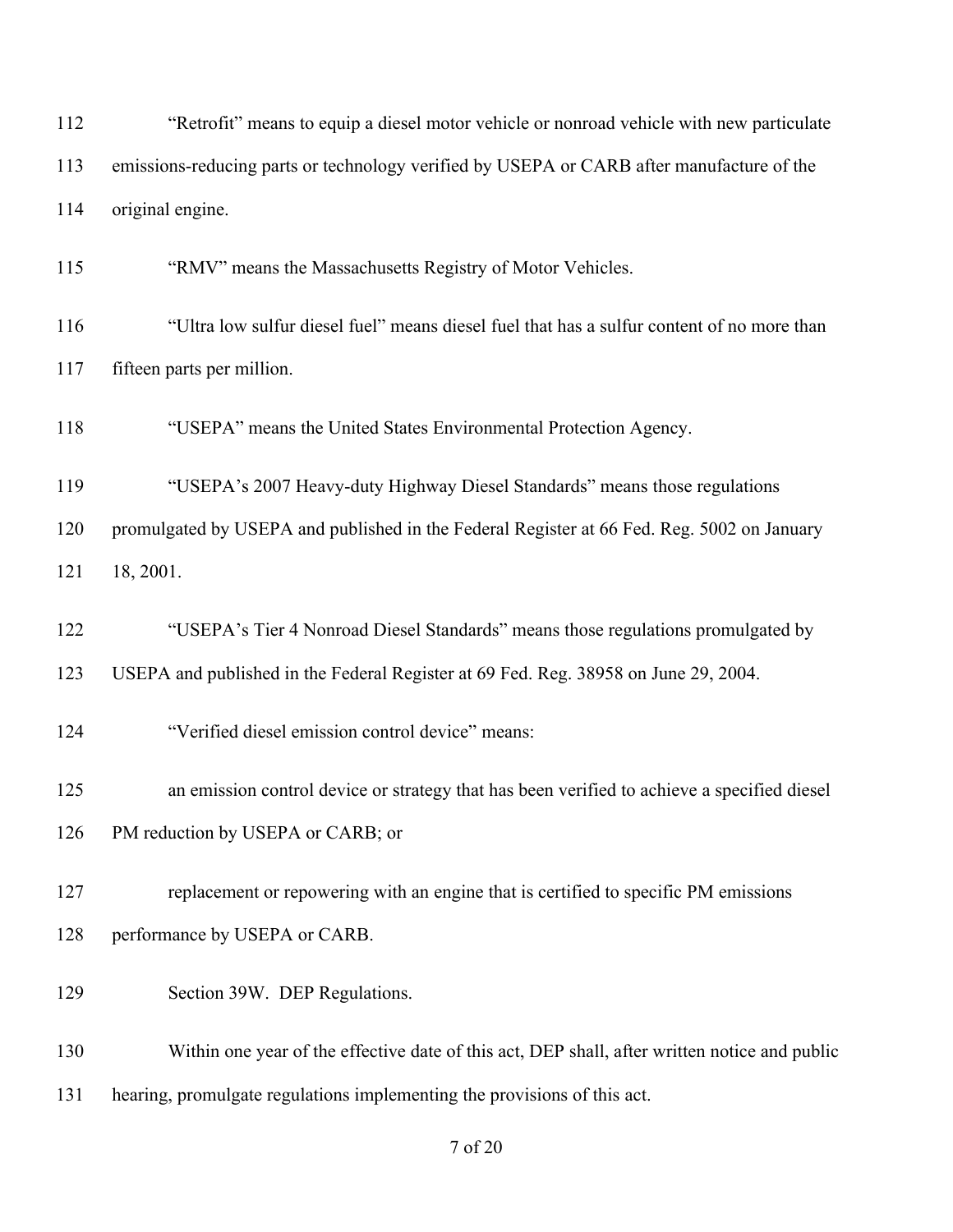"Retrofit" means to equip a diesel motor vehicle or nonroad vehicle with new particulate emissions-reducing parts or technology verified by USEPA or CARB after manufacture of the original engine.

"RMV" means the Massachusetts Registry of Motor Vehicles.

"Ultra low sulfur diesel fuel" means diesel fuel that has a sulfur content of no more than fifteen parts per million.

"USEPA" means the United States Environmental Protection Agency.

"USEPA's 2007 Heavy-duty Highway Diesel Standards" means those regulations promulgated by USEPA and published in the Federal Register at 66 Fed. Reg. 5002 on January 18, 2001.

"USEPA's Tier 4 Nonroad Diesel Standards" means those regulations promulgated by USEPA and published in the Federal Register at 69 Fed. Reg. 38958 on June 29, 2004.

"Verified diesel emission control device" means:

an emission control device or strategy that has been verified to achieve a specified diesel PM reduction by USEPA or CARB; or

replacement or repowering with an engine that is certified to specific PM emissions performance by USEPA or CARB.

Section 39W. DEP Regulations.

Within one year of the effective date of this act, DEP shall, after written notice and public hearing, promulgate regulations implementing the provisions of this act.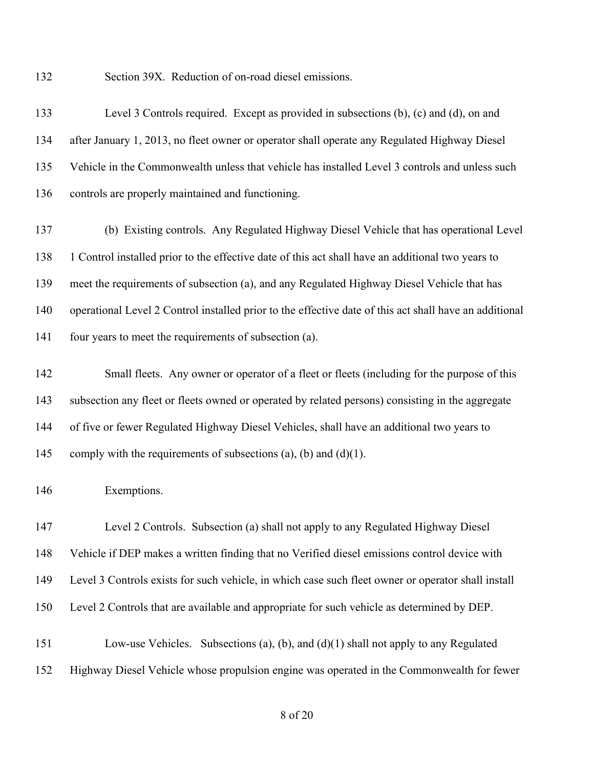Section 39X. Reduction of on-road diesel emissions.

Level 3 Controls required. Except as provided in subsections (b), (c) and (d), on and after January 1, 2013, no fleet owner or operator shall operate any Regulated Highway Diesel Vehicle in the Commonwealth unless that vehicle has installed Level 3 controls and unless such controls are properly maintained and functioning.

(b) Existing controls. Any Regulated Highway Diesel Vehicle that has operational Level 1 Control installed prior to the effective date of this act shall have an additional two years to meet the requirements of subsection (a), and any Regulated Highway Diesel Vehicle that has operational Level 2 Control installed prior to the effective date of this act shall have an additional four years to meet the requirements of subsection (a).

Small fleets. Any owner or operator of a fleet or fleets (including for the purpose of this subsection any fleet or fleets owned or operated by related persons) consisting in the aggregate of five or fewer Regulated Highway Diesel Vehicles, shall have an additional two years to comply with the requirements of subsections (a), (b) and (d)(1).

Exemptions.

Level 2 Controls. Subsection (a) shall not apply to any Regulated Highway Diesel Vehicle if DEP makes a written finding that no Verified diesel emissions control device with Level 3 Controls exists for such vehicle, in which case such fleet owner or operator shall install Level 2 Controls that are available and appropriate for such vehicle as determined by DEP.

Low-use Vehicles. Subsections (a), (b), and (d)(1) shall not apply to any Regulated Highway Diesel Vehicle whose propulsion engine was operated in the Commonwealth for fewer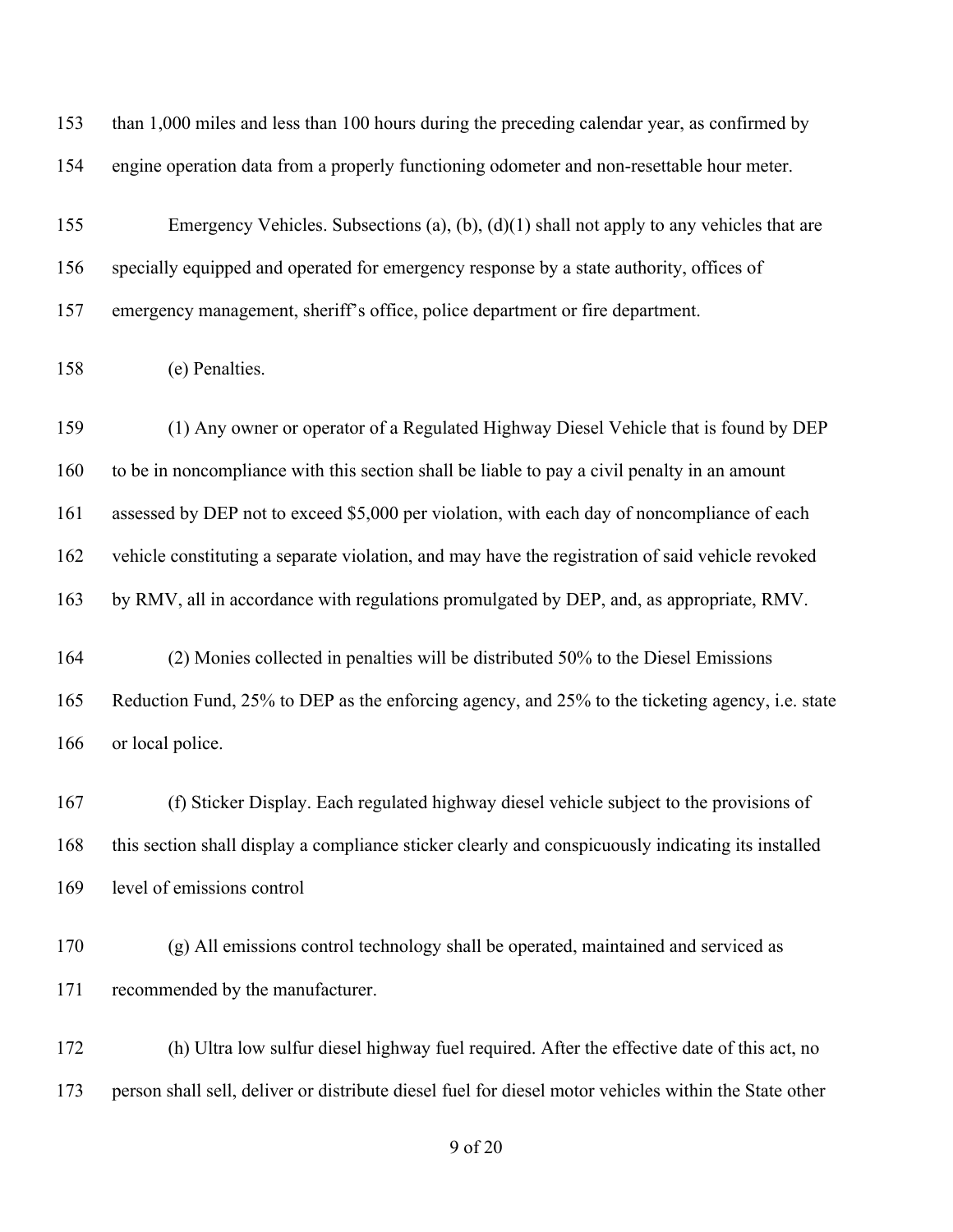than 1,000 miles and less than 100 hours during the preceding calendar year, as confirmed by engine operation data from a properly functioning odometer and non-resettable hour meter.

Emergency Vehicles. Subsections (a), (b), (d)(1) shall not apply to any vehicles that are specially equipped and operated for emergency response by a state authority, offices of emergency management, sheriff's office, police department or fire department.

(e) Penalties.

(1) Any owner or operator of a Regulated Highway Diesel Vehicle that is found by DEP to be in noncompliance with this section shall be liable to pay a civil penalty in an amount assessed by DEP not to exceed $5,000 per violation, with each day of noncompliance of each vehicle constituting a separate violation, and may have the registration of said vehicle revoked by RMV, all in accordance with regulations promulgated by DEP, and, as appropriate, RMV.

(2) Monies collected in penalties will be distributed 50% to the Diesel Emissions Reduction Fund, 25% to DEP as the enforcing agency, and 25% to the ticketing agency, i.e. state or local police.

(f) Sticker Display. Each regulated highway diesel vehicle subject to the provisions of this section shall display a compliance sticker clearly and conspicuously indicating its installed level of emissions control

(g) All emissions control technology shall be operated, maintained and serviced as recommended by the manufacturer.

(h) Ultra low sulfur diesel highway fuel required. After the effective date of this act, no person shall sell, deliver or distribute diesel fuel for diesel motor vehicles within the State other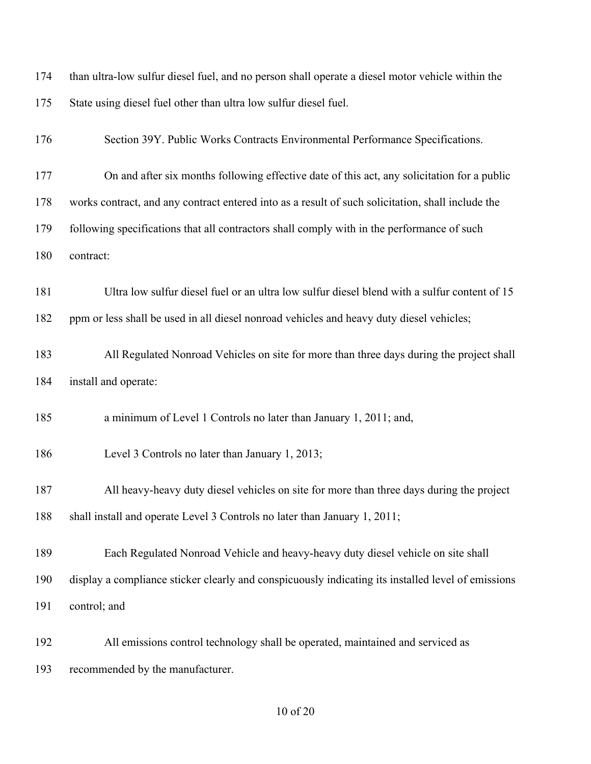than ultra-low sulfur diesel fuel, and no person shall operate a diesel motor vehicle within the State using diesel fuel other than ultra low sulfur diesel fuel.

Section 39Y. Public Works Contracts Environmental Performance Specifications.

On and after six months following effective date of this act, any solicitation for a public works contract, and any contract entered into as a result of such solicitation, shall include the following specifications that all contractors shall comply with in the performance of such contract:

Ultra low sulfur diesel fuel or an ultra low sulfur diesel blend with a sulfur content of 15 ppm or less shall be used in all diesel nonroad vehicles and heavy duty diesel vehicles;

All Regulated Nonroad Vehicles on site for more than three days during the project shall install and operate:

a minimum of Level 1 Controls no later than January 1, 2011; and,

Level 3 Controls no later than January 1, 2013;

All heavy-heavy duty diesel vehicles on site for more than three days during the project shall install and operate Level 3 Controls no later than January 1, 2011;

Each Regulated Nonroad Vehicle and heavy-heavy duty diesel vehicle on site shall display a compliance sticker clearly and conspicuously indicating its installed level of emissions control; and

All emissions control technology shall be operated, maintained and serviced as recommended by the manufacturer.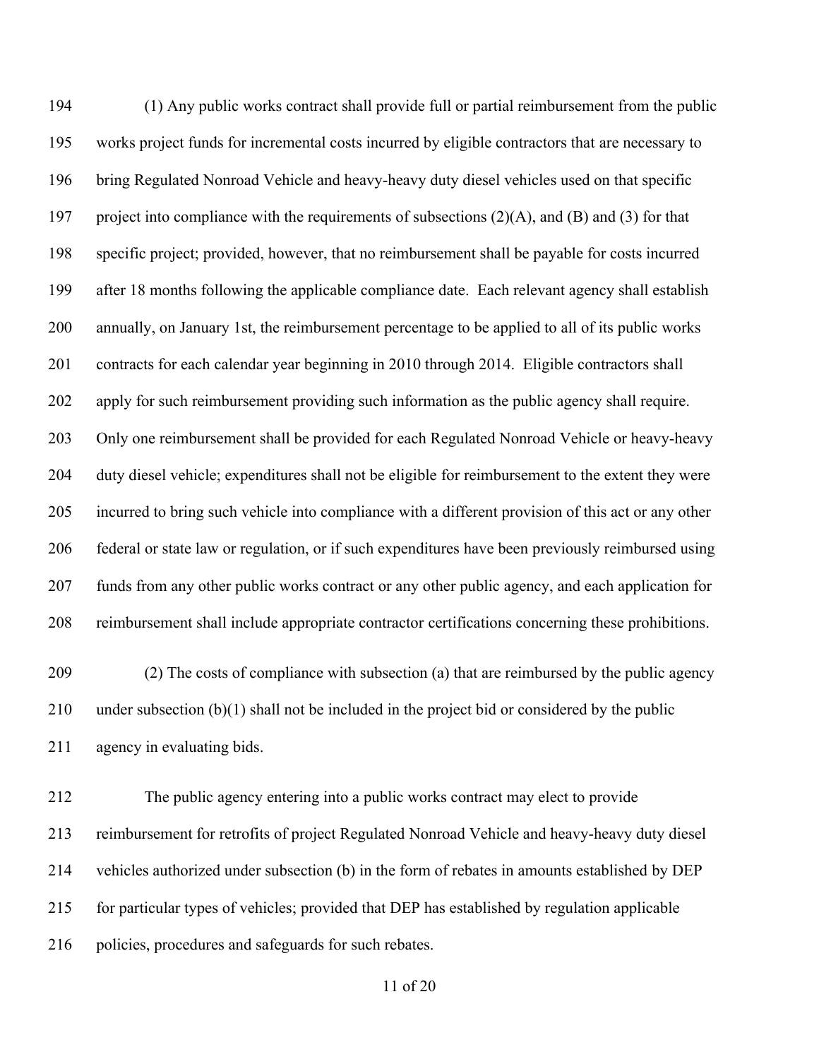(1) Any public works contract shall provide full or partial reimbursement from the public works project funds for incremental costs incurred by eligible contractors that are necessary to bring Regulated Nonroad Vehicle and heavy-heavy duty diesel vehicles used on that specific project into compliance with the requirements of subsections (2)(A), and (B) and (3) for that specific project; provided, however, that no reimbursement shall be payable for costs incurred after 18 months following the applicable compliance date. Each relevant agency shall establish annually, on January 1st, the reimbursement percentage to be applied to all of its public works contracts for each calendar year beginning in 2010 through 2014. Eligible contractors shall apply for such reimbursement providing such information as the public agency shall require. Only one reimbursement shall be provided for each Regulated Nonroad Vehicle or heavy-heavy duty diesel vehicle; expenditures shall not be eligible for reimbursement to the extent they were incurred to bring such vehicle into compliance with a different provision of this act or any other federal or state law or regulation, or if such expenditures have been previously reimbursed using funds from any other public works contract or any other public agency, and each application for reimbursement shall include appropriate contractor certifications concerning these prohibitions.

(2) The costs of compliance with subsection (a) that are reimbursed by the public agency under subsection (b)(1) shall not be included in the project bid or considered by the public agency in evaluating bids.

The public agency entering into a public works contract may elect to provide reimbursement for retrofits of project Regulated Nonroad Vehicle and heavy-heavy duty diesel vehicles authorized under subsection (b) in the form of rebates in amounts established by DEP for particular types of vehicles; provided that DEP has established by regulation applicable policies, procedures and safeguards for such rebates.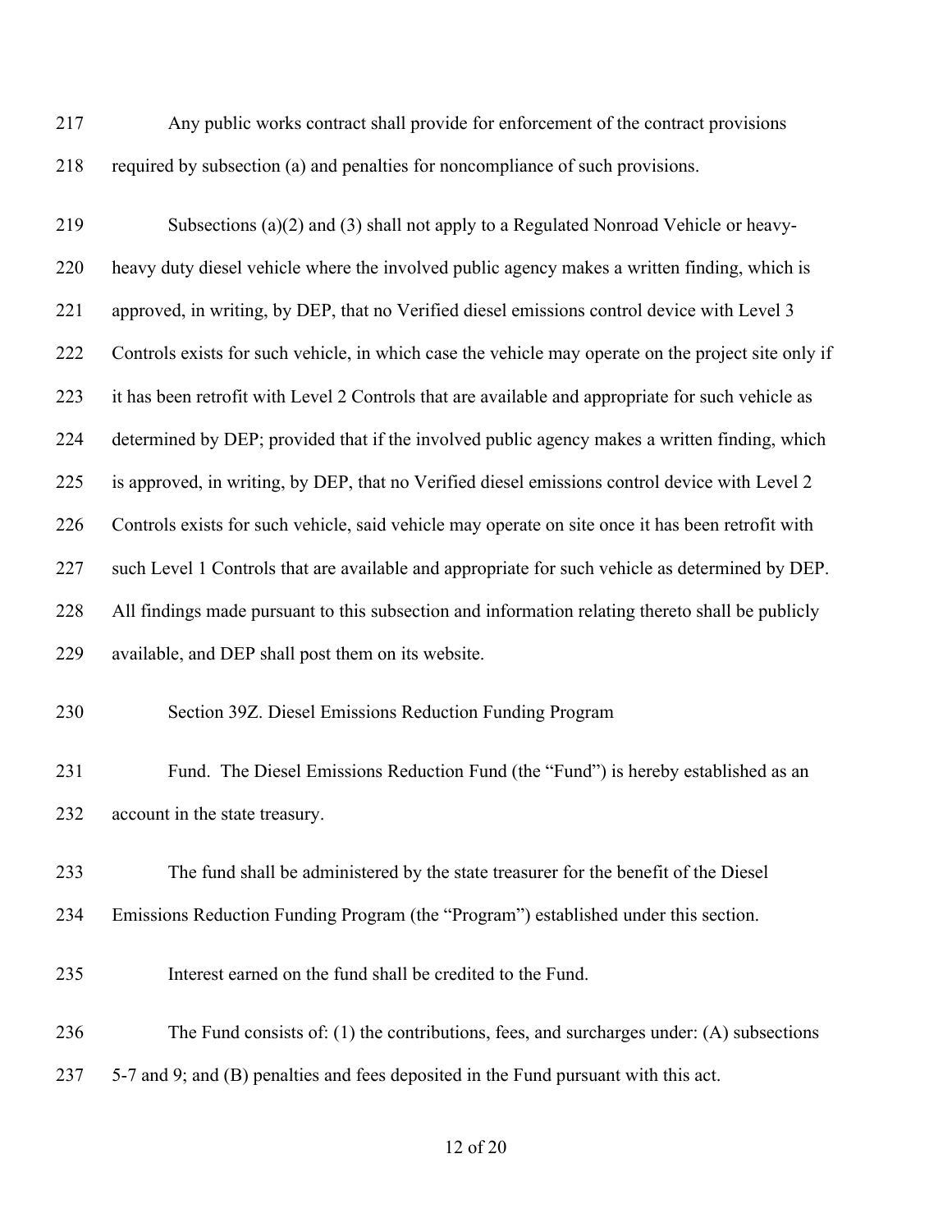Any public works contract shall provide for enforcement of the contract provisions required by subsection (a) and penalties for noncompliance of such provisions.

Subsections (a)(2) and (3) shall not apply to a Regulated Nonroad Vehicle or heavy-heavy duty diesel vehicle where the involved public agency makes a written finding, which is approved, in writing, by DEP, that no Verified diesel emissions control device with Level 3 Controls exists for such vehicle, in which case the vehicle may operate on the project site only if it has been retrofit with Level 2 Controls that are available and appropriate for such vehicle as determined by DEP; provided that if the involved public agency makes a written finding, which is approved, in writing, by DEP, that no Verified diesel emissions control device with Level 2 Controls exists for such vehicle, said vehicle may operate on site once it has been retrofit with such Level 1 Controls that are available and appropriate for such vehicle as determined by DEP. All findings made pursuant to this subsection and information relating thereto shall be publicly available, and DEP shall post them on its website.

Section 39Z. Diesel Emissions Reduction Funding Program

Fund. The Diesel Emissions Reduction Fund (the "Fund") is hereby established as an account in the state treasury.

The fund shall be administered by the state treasurer for the benefit of the Diesel Emissions Reduction Funding Program (the "Program") established under this section.

Interest earned on the fund shall be credited to the Fund.

The Fund consists of: (1) the contributions, fees, and surcharges under: (A) subsections 5-7 and 9; and (B) penalties and fees deposited in the Fund pursuant with this act.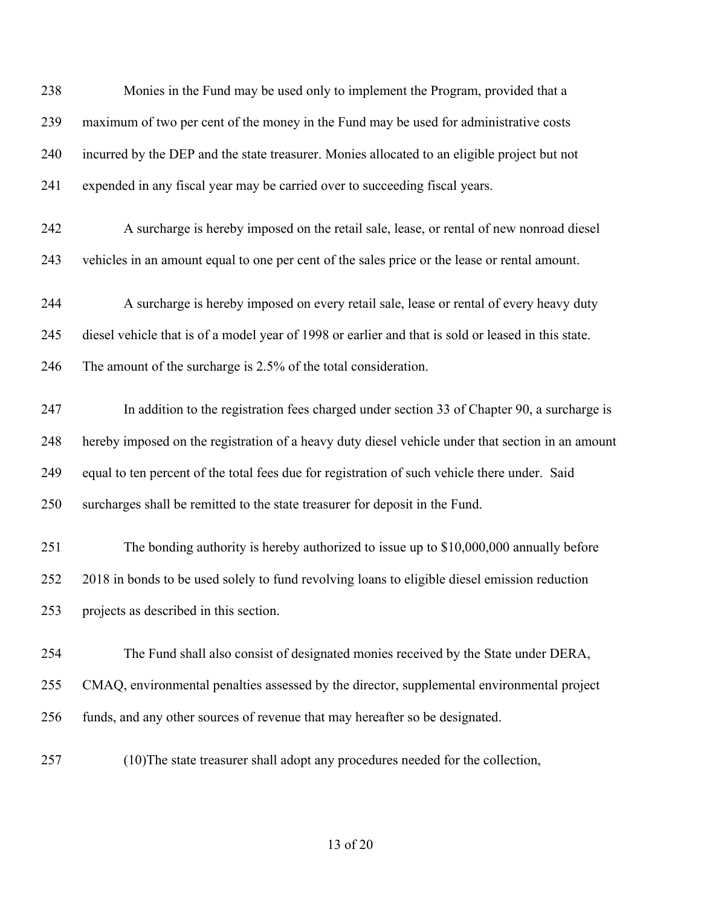Monies in the Fund may be used only to implement the Program, provided that a maximum of two per cent of the money in the Fund may be used for administrative costs incurred by the DEP and the state treasurer. Monies allocated to an eligible project but not expended in any fiscal year may be carried over to succeeding fiscal years.

A surcharge is hereby imposed on the retail sale, lease, or rental of new nonroad diesel vehicles in an amount equal to one per cent of the sales price or the lease or rental amount.

A surcharge is hereby imposed on every retail sale, lease or rental of every heavy duty diesel vehicle that is of a model year of 1998 or earlier and that is sold or leased in this state. The amount of the surcharge is 2.5% of the total consideration.

In addition to the registration fees charged under section 33 of Chapter 90, a surcharge is hereby imposed on the registration of a heavy duty diesel vehicle under that section in an amount equal to ten percent of the total fees due for registration of such vehicle there under. Said surcharges shall be remitted to the state treasurer for deposit in the Fund.

The bonding authority is hereby authorized to issue up to $10,000,000 annually before 2018 in bonds to be used solely to fund revolving loans to eligible diesel emission reduction projects as described in this section.

The Fund shall also consist of designated monies received by the State under DERA, CMAQ, environmental penalties assessed by the director, supplemental environmental project funds, and any other sources of revenue that may hereafter so be designated.

(10)The state treasurer shall adopt any procedures needed for the collection,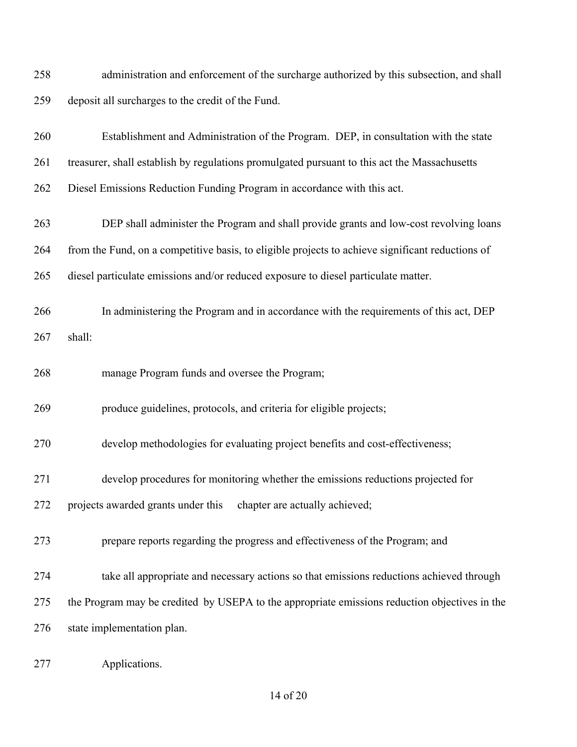administration and enforcement of the surcharge authorized by this subsection, and shall deposit all surcharges to the credit of the Fund.

Establishment and Administration of the Program. DEP, in consultation with the state treasurer, shall establish by regulations promulgated pursuant to this act the Massachusetts Diesel Emissions Reduction Funding Program in accordance with this act.

DEP shall administer the Program and shall provide grants and low-cost revolving loans from the Fund, on a competitive basis, to eligible projects to achieve significant reductions of diesel particulate emissions and/or reduced exposure to diesel particulate matter.

In administering the Program and in accordance with the requirements of this act, DEP shall:

manage Program funds and oversee the Program;

produce guidelines, protocols, and criteria for eligible projects;

develop methodologies for evaluating project benefits and cost-effectiveness;

develop procedures for monitoring whether the emissions reductions projected for projects awarded grants under this chapter are actually achieved;

prepare reports regarding the progress and effectiveness of the Program; and

take all appropriate and necessary actions so that emissions reductions achieved through the Program may be credited by USEPA to the appropriate emissions reduction objectives in the state implementation plan.

Applications.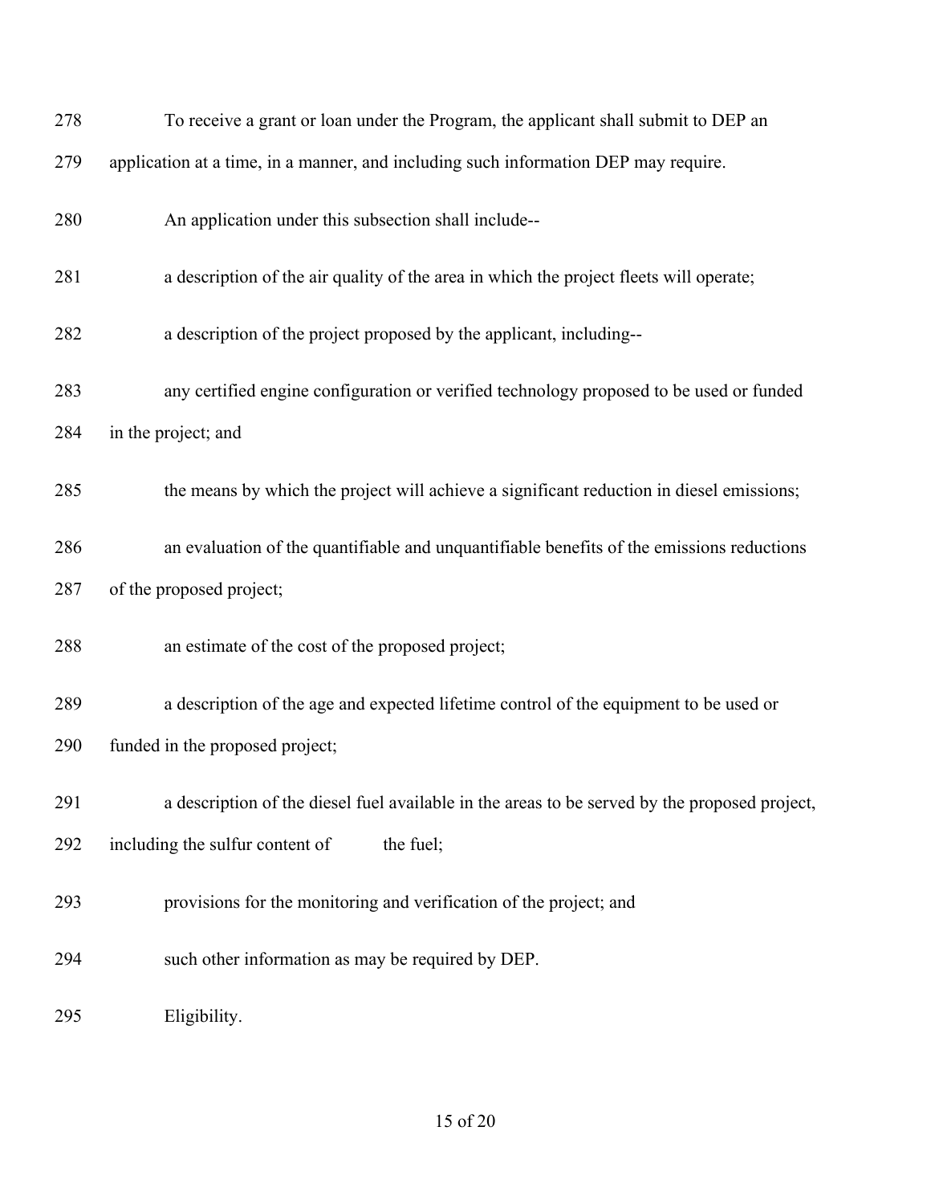278 To receive a grant or loan under the Program, the applicant shall submit to DEP an

279 application at a time, in a manner, and including such information DEP may require.

280 An application under this subsection shall include--

281 a description of the air quality of the area in which the project fleets will operate;

282 a description of the project proposed by the applicant, including--

283 any certified engine configuration or verified technology proposed to be used or funded

284 in the project; and

285 the means by which the project will achieve a significant reduction in diesel emissions;

286 an evaluation of the quantifiable and unquantifiable benefits of the emissions reductions

287 of the proposed project;

288 an estimate of the cost of the proposed project;

289 a description of the age and expected lifetime control of the equipment to be used or

290 funded in the proposed project;

291 a description of the diesel fuel available in the areas to be served by the proposed project,

292 including the sulfur content of the fuel;

293 provisions for the monitoring and verification of the project; and

294 such other information as may be required by DEP.

295 Eligibility.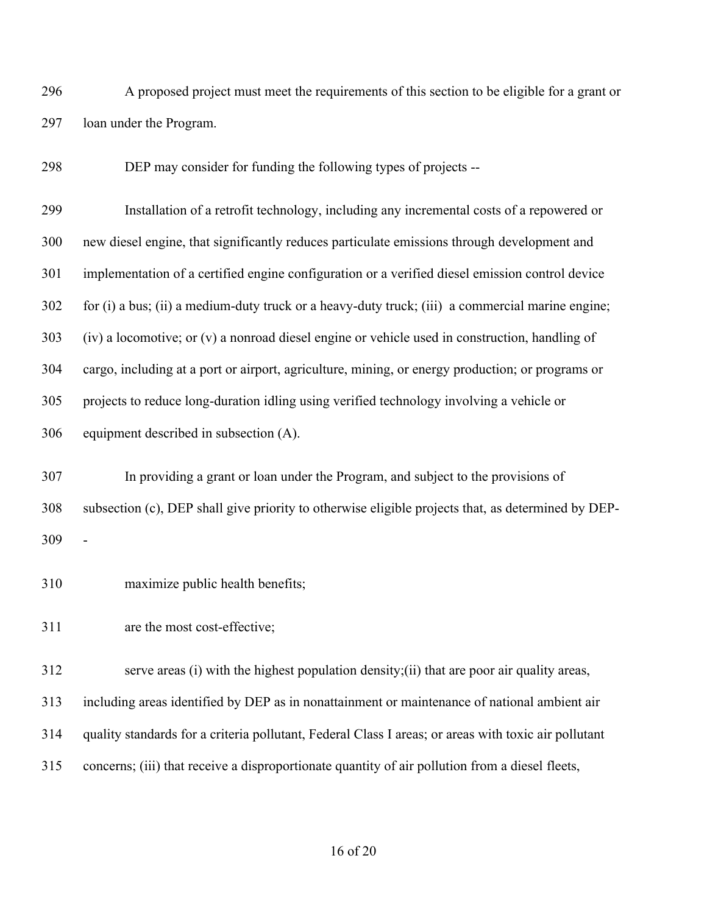A proposed project must meet the requirements of this section to be eligible for a grant or loan under the Program.

DEP may consider for funding the following types of projects --

Installation of a retrofit technology, including any incremental costs of a repowered or new diesel engine, that significantly reduces particulate emissions through development and implementation of a certified engine configuration or a verified diesel emission control device for (i) a bus; (ii) a medium-duty truck or a heavy-duty truck; (iii) a commercial marine engine; (iv) a locomotive; or (v) a nonroad diesel engine or vehicle used in construction, handling of cargo, including at a port or airport, agriculture, mining, or energy production; or programs or projects to reduce long-duration idling using verified technology involving a vehicle or equipment described in subsection (A).

In providing a grant or loan under the Program, and subject to the provisions of subsection (c), DEP shall give priority to otherwise eligible projects that, as determined by DEP--

maximize public health benefits;

are the most cost-effective;

serve areas (i) with the highest population density;(ii) that are poor air quality areas, including areas identified by DEP as in nonattainment or maintenance of national ambient air quality standards for a criteria pollutant, Federal Class I areas; or areas with toxic air pollutant concerns; (iii) that receive a disproportionate quantity of air pollution from a diesel fleets,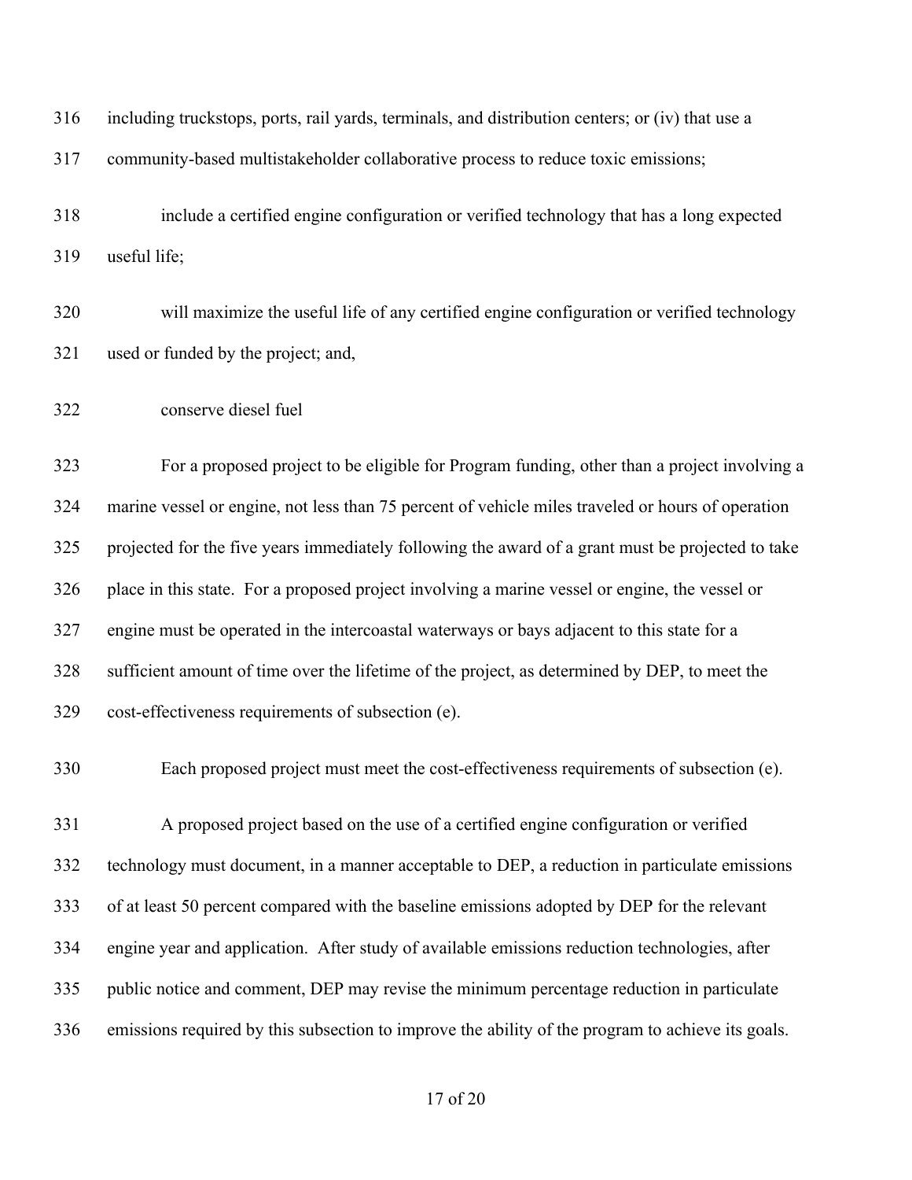including truckstops, ports, rail yards, terminals, and distribution centers; or (iv) that use a community-based multistakeholder collaborative process to reduce toxic emissions;

include a certified engine configuration or verified technology that has a long expected useful life;

will maximize the useful life of any certified engine configuration or verified technology used or funded by the project; and,

conserve diesel fuel

For a proposed project to be eligible for Program funding, other than a project involving a marine vessel or engine, not less than 75 percent of vehicle miles traveled or hours of operation projected for the five years immediately following the award of a grant must be projected to take place in this state. For a proposed project involving a marine vessel or engine, the vessel or engine must be operated in the intercoastal waterways or bays adjacent to this state for a sufficient amount of time over the lifetime of the project, as determined by DEP, to meet the cost-effectiveness requirements of subsection (e).

Each proposed project must meet the cost-effectiveness requirements of subsection (e).

A proposed project based on the use of a certified engine configuration or verified technology must document, in a manner acceptable to DEP, a reduction in particulate emissions of at least 50 percent compared with the baseline emissions adopted by DEP for the relevant engine year and application. After study of available emissions reduction technologies, after public notice and comment, DEP may revise the minimum percentage reduction in particulate emissions required by this subsection to improve the ability of the program to achieve its goals.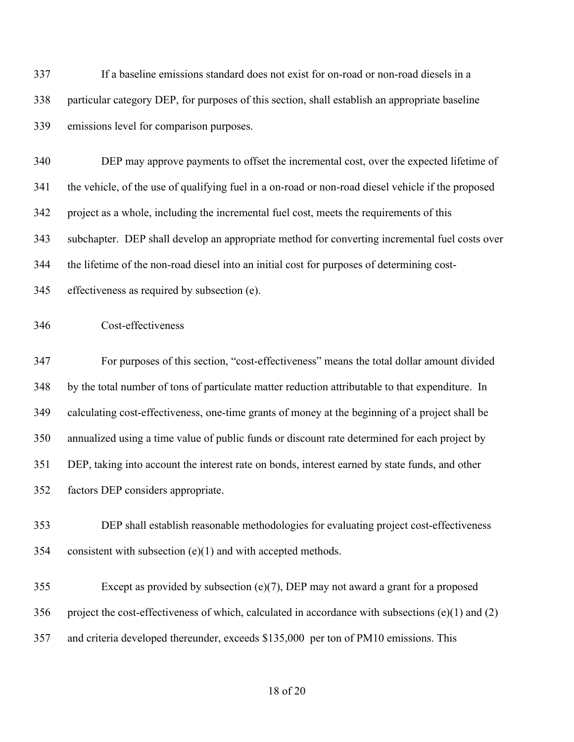337 If a baseline emissions standard does not exist for on-road or non-road diesels in a
338 particular category DEP, for purposes of this section, shall establish an appropriate baseline
339 emissions level for comparison purposes.

340 DEP may approve payments to offset the incremental cost, over the expected lifetime of
341 the vehicle, of the use of qualifying fuel in a on-road or non-road diesel vehicle if the proposed
342 project as a whole, including the incremental fuel cost, meets the requirements of this
343 subchapter. DEP shall develop an appropriate method for converting incremental fuel costs over
344 the lifetime of the non-road diesel into an initial cost for purposes of determining cost-
345 effectiveness as required by subsection (e).

346 Cost-effectiveness

347 For purposes of this section, "cost-effectiveness" means the total dollar amount divided
348 by the total number of tons of particulate matter reduction attributable to that expenditure. In
349 calculating cost-effectiveness, one-time grants of money at the beginning of a project shall be
350 annualized using a time value of public funds or discount rate determined for each project by
351 DEP, taking into account the interest rate on bonds, interest earned by state funds, and other
352 factors DEP considers appropriate.

353 DEP shall establish reasonable methodologies for evaluating project cost-effectiveness
354 consistent with subsection (e)(1) and with accepted methods.

355 Except as provided by subsection (e)(7), DEP may not award a grant for a proposed
356 project the cost-effectiveness of which, calculated in accordance with subsections (e)(1) and (2)
357 and criteria developed thereunder, exceeds $135,000 per ton of PM10 emissions. This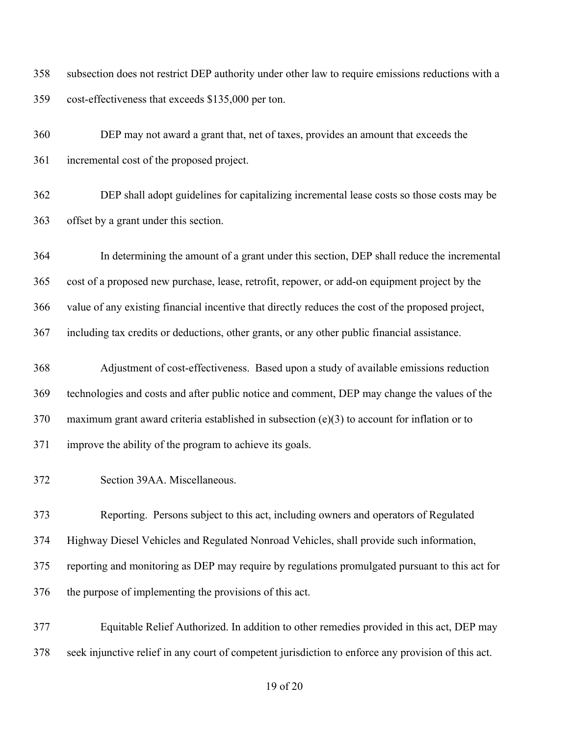subsection does not restrict DEP authority under other law to require emissions reductions with a cost-effectiveness that exceeds $135,000 per ton.

DEP may not award a grant that, net of taxes, provides an amount that exceeds the incremental cost of the proposed project.

DEP shall adopt guidelines for capitalizing incremental lease costs so those costs may be offset by a grant under this section.

In determining the amount of a grant under this section, DEP shall reduce the incremental cost of a proposed new purchase, lease, retrofit, repower, or add-on equipment project by the value of any existing financial incentive that directly reduces the cost of the proposed project, including tax credits or deductions, other grants, or any other public financial assistance.

Adjustment of cost-effectiveness. Based upon a study of available emissions reduction technologies and costs and after public notice and comment, DEP may change the values of the maximum grant award criteria established in subsection (e)(3) to account for inflation or to improve the ability of the program to achieve its goals.

Section 39AA. Miscellaneous.

Reporting. Persons subject to this act, including owners and operators of Regulated Highway Diesel Vehicles and Regulated Nonroad Vehicles, shall provide such information, reporting and monitoring as DEP may require by regulations promulgated pursuant to this act for the purpose of implementing the provisions of this act.

Equitable Relief Authorized. In addition to other remedies provided in this act, DEP may seek injunctive relief in any court of competent jurisdiction to enforce any provision of this act.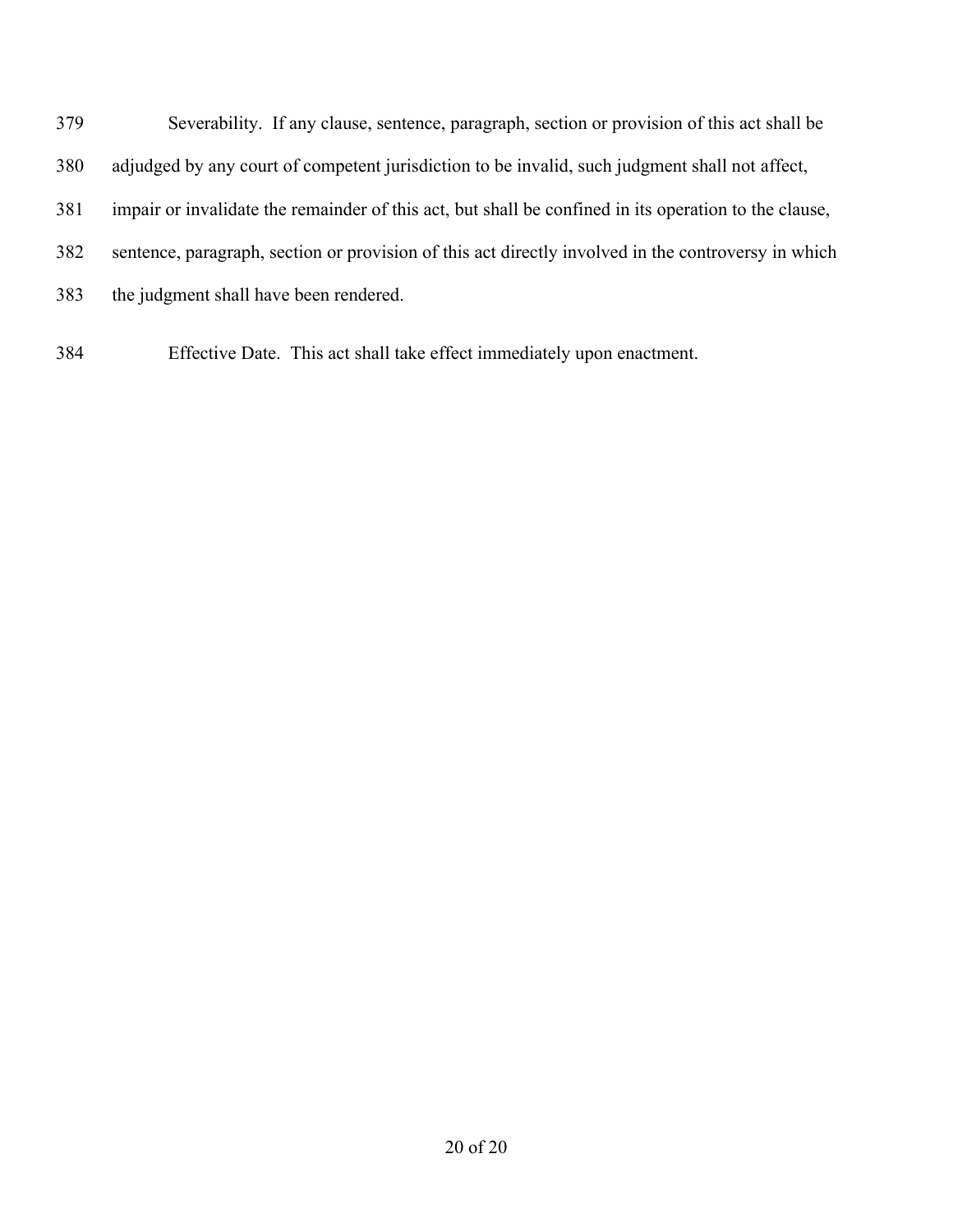Severability. If any clause, sentence, paragraph, section or provision of this act shall be adjudged by any court of competent jurisdiction to be invalid, such judgment shall not affect, impair or invalidate the remainder of this act, but shall be confined in its operation to the clause, sentence, paragraph, section or provision of this act directly involved in the controversy in which the judgment shall have been rendered.

Effective Date. This act shall take effect immediately upon enactment.